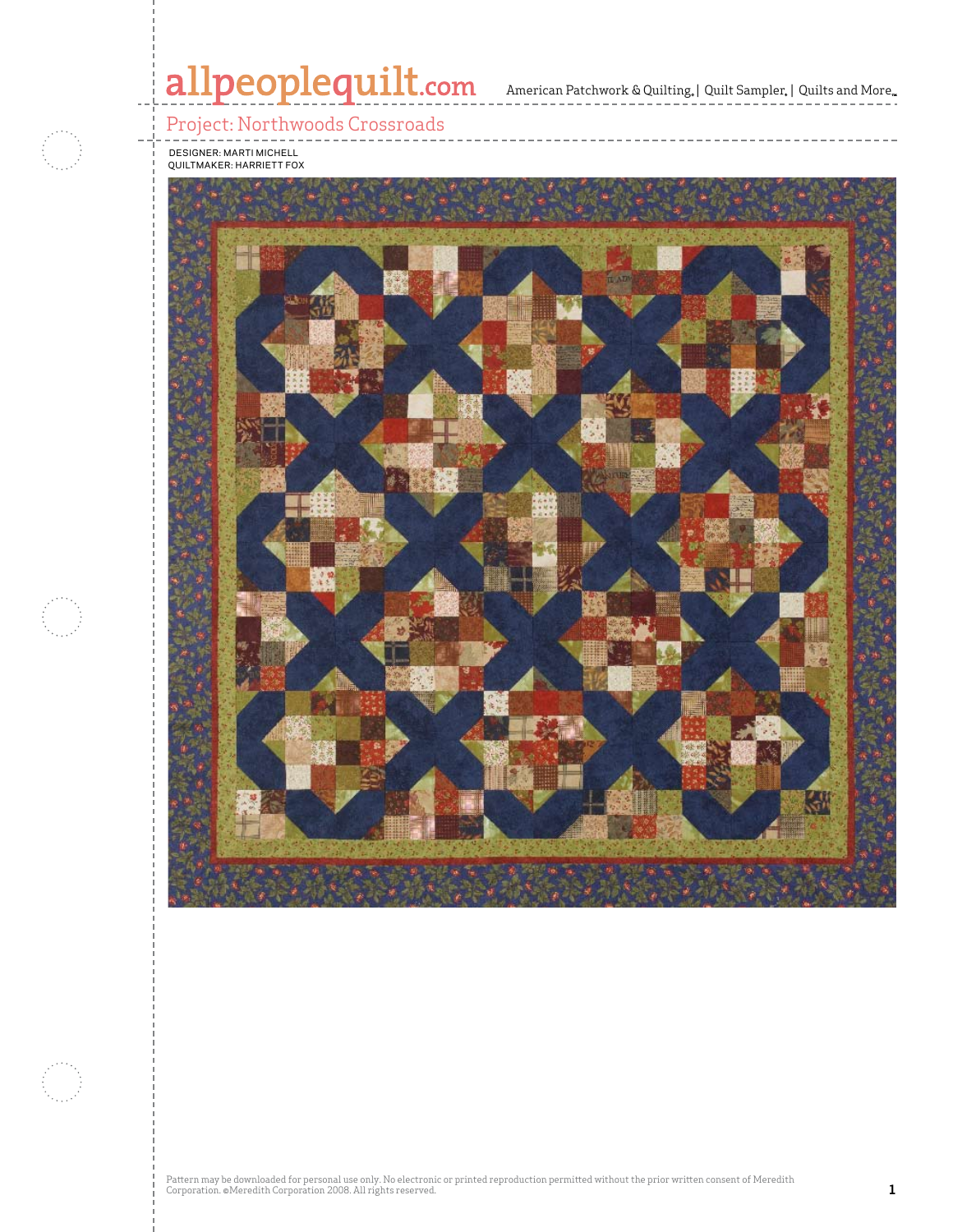# Project: Northwoods Crossroads

DESIGNER: MARTI MICHELL
QUILTMAKER: HARRIETT FOX

Pattern may be downloaded for personal use only. No electronic or printed reproduction permitted without the prior written consent of Meredith Corporation. ©Meredith Corporation 2008. All rights reserved.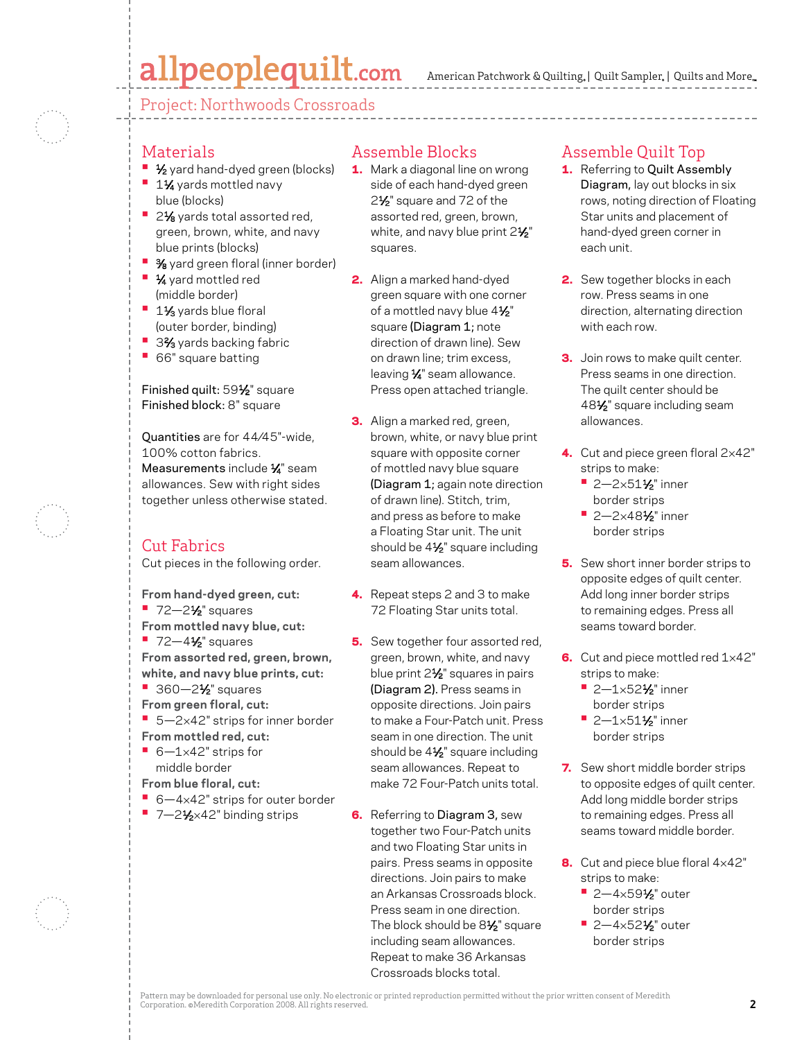## Project: Northwoods Crossroads

## Materials

- ½ yard hand-dyed green (blocks)
- 1¼ yards mottled navy blue (blocks)
- 2⅛ yards total assorted red, green, brown, white, and navy blue prints (blocks)
- ⅜ yard green floral (inner border)
- ¼ yard mottled red (middle border)
- 1⅓ yards blue floral (outer border, binding)
- 3⅔ yards backing fabric
- 66" square batting

**Finished quilt:** 59½" square
**Finished block:** 8" square

**Quantities** are for 44/45"-wide, 100% cotton fabrics.
**Measurements** include ¼" seam allowances. Sew with right sides together unless otherwise stated.

## Cut Fabrics

Cut pieces in the following order.

**From hand-dyed green, cut:**
- 72—2½" squares

**From mottled navy blue, cut:**
- 72—4½" squares

**From assorted red, green, brown, white, and navy blue prints, cut:**
- 360—2½" squares

**From green floral, cut:**
- 5—2×42" strips for inner border

**From mottled red, cut:**
- 6—1×42" strips for middle border

**From blue floral, cut:**
- 6—4×42" strips for outer border
- 7—2½×42" binding strips

## Assemble Blocks

1. Mark a diagonal line on wrong side of each hand-dyed green 2½" square and 72 of the assorted red, green, brown, white, and navy blue print 2½" squares.

2. Align a marked hand-dyed green square with one corner of a mottled navy blue 4½" square **(Diagram 1;** note direction of drawn line). Sew on drawn line; trim excess, leaving ¼" seam allowance. Press open attached triangle.

3. Align a marked red, green, brown, white, or navy blue print square with opposite corner of mottled navy blue square **(Diagram 1;** again note direction of drawn line). Stitch, trim, and press as before to make a Floating Star unit. The unit should be 4½" square including seam allowances.

4. Repeat steps 2 and 3 to make 72 Floating Star units total.

5. Sew together four assorted red, green, brown, white, and navy blue print 2½" squares in pairs **(Diagram 2).** Press seams in opposite directions. Join pairs to make a Four-Patch unit. Press seam in one direction. The unit should be 4½" square including seam allowances. Repeat to make 72 Four-Patch units total.

6. Referring to **Diagram 3,** sew together two Four-Patch units and two Floating Star units in pairs. Press seams in opposite directions. Join pairs to make an Arkansas Crossroads block. Press seam in one direction. The block should be 8½" square including seam allowances. Repeat to make 36 Arkansas Crossroads blocks total.

## Assemble Quilt Top

1. Referring to **Quilt Assembly Diagram,** lay out blocks in six rows, noting direction of Floating Star units and placement of hand-dyed green corner in each unit.

2. Sew together blocks in each row. Press seams in one direction, alternating direction with each row.

3. Join rows to make quilt center. Press seams in one direction. The quilt center should be 48½" square including seam allowances.

4. Cut and piece green floral 2×42" strips to make:
   - 2—2×51½" inner border strips
   - 2—2×48½" inner border strips

5. Sew short inner border strips to opposite edges of quilt center. Add long inner border strips to remaining edges. Press all seams toward border.

6. Cut and piece mottled red 1×42" strips to make:
   - 2—1×52½" inner border strips
   - 2—1×51½" inner border strips

7. Sew short middle border strips to opposite edges of quilt center. Add long middle border strips to remaining edges. Press all seams toward middle border.

8. Cut and piece blue floral 4×42" strips to make:
   - 2—4×59½" outer border strips
   - 2—4×52½" outer border strips

Pattern may be downloaded for personal use only. No electronic or printed reproduction permitted without the prior written consent of Meredith Corporation. ©Meredith Corporation 2008. All rights reserved.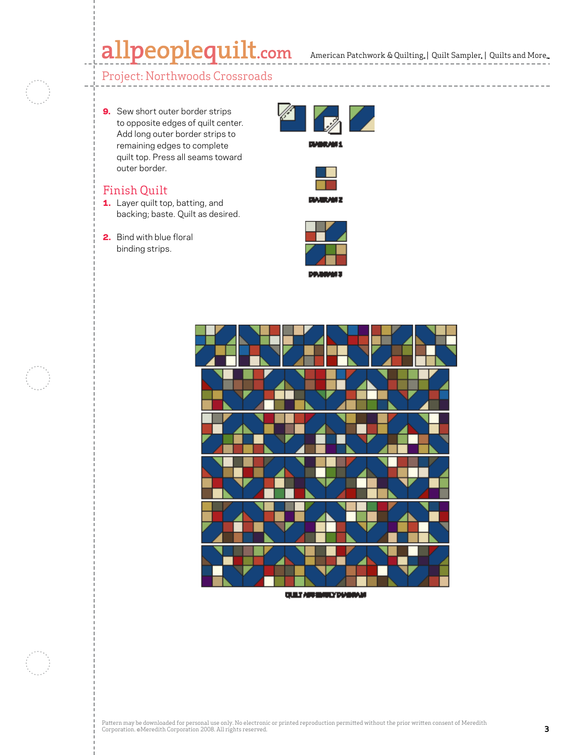9. Sew short outer border strips to opposite edges of quilt center. Add long outer border strips to remaining edges to complete quilt top. Press all seams toward outer border.

## Finish Quilt

1. Layer quilt top, batting, and backing; baste. Quilt as desired.

2. Bind with blue floral binding strips.

DIAGRAM 1

DIAGRAM 2

DIAGRAM 3

QUILT ASSEMBLY DIAGRAM

Pattern may be downloaded for personal use only. No electronic or printed reproduction permitted without the prior written consent of Meredith Corporation. ©Meredith Corporation 2008. All rights reserved.